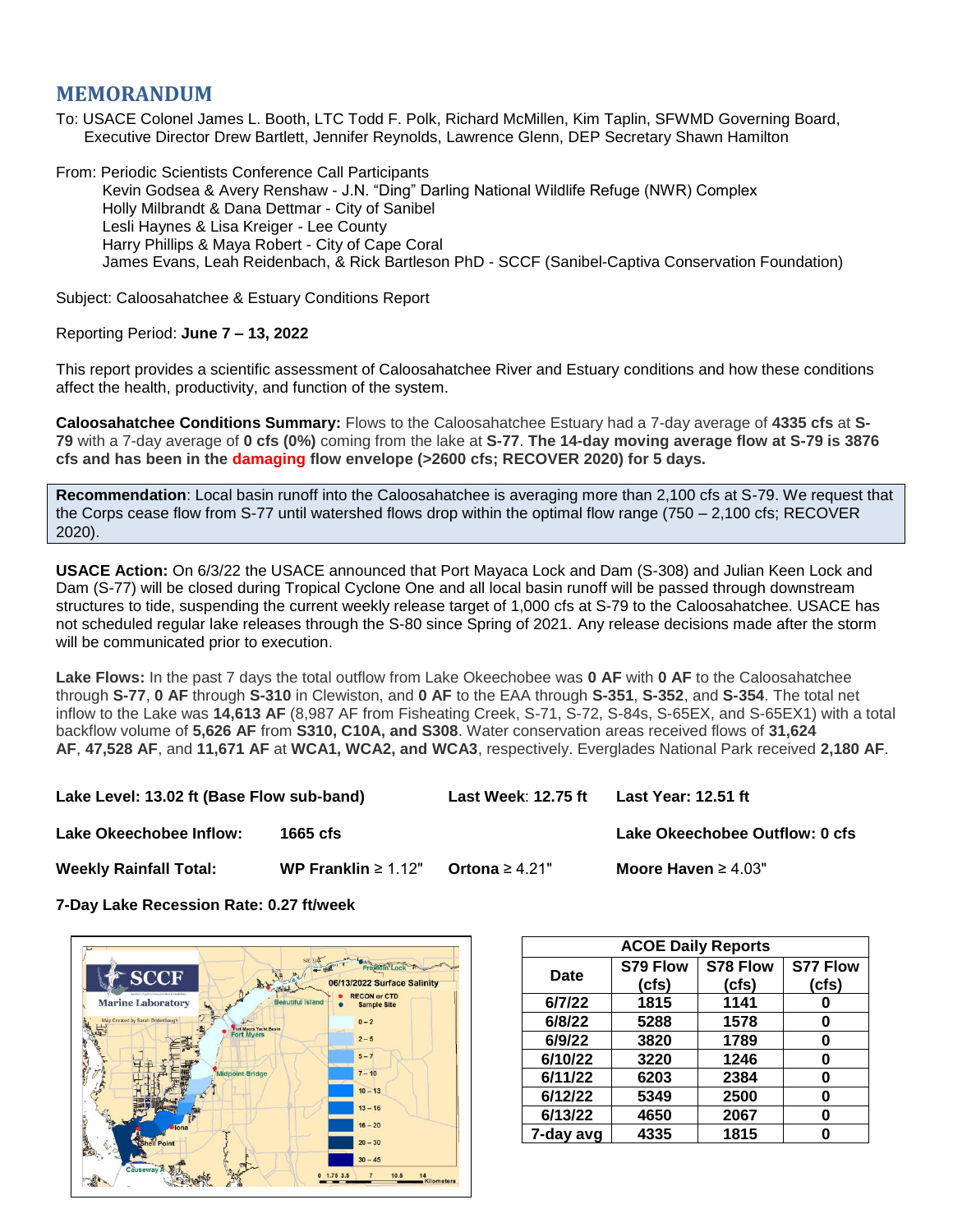# MEMORANDUM

To: USACE Colonel James L. Booth, LTC Todd F. Polk, Richard McMillen, Kim Taplin, SFWMD Governing Board, Executive Director Drew Bartlett, Jennifer Reynolds, Lawrence Glenn, DEP Secretary Shawn Hamilton

From: Periodic Scientists Conference Call Participants
Kevin Godsea & Avery Renshaw - J.N. "Ding" Darling National Wildlife Refuge (NWR) Complex
Holly Milbrandt & Dana Dettmar - City of Sanibel
Lesli Haynes & Lisa Kreiger - Lee County
Harry Phillips & Maya Robert - City of Cape Coral
James Evans, Leah Reidenbach, & Rick Bartleson PhD - SCCF (Sanibel-Captiva Conservation Foundation)

Subject: Caloosahatchee & Estuary Conditions Report

Reporting Period: **June 7 – 13, 2022**

This report provides a scientific assessment of Caloosahatchee River and Estuary conditions and how these conditions affect the health, productivity, and function of the system.

**Caloosahatchee Conditions Summary:** Flows to the Caloosahatchee Estuary had a 7-day average of **4335 cfs** at **S-79** with a 7-day average of **0 cfs (0%)** coming from the lake at **S-77**. **The 14-day moving average flow at S-79 is 3876 cfs and has been in the damaging flow envelope (>2600 cfs; RECOVER 2020) for 5 days.**

**Recommendation**: Local basin runoff into the Caloosahatchee is averaging more than 2,100 cfs at S-79. We request that the Corps cease flow from S-77 until watershed flows drop within the optimal flow range (750 – 2,100 cfs; RECOVER 2020).

**USACE Action:** On 6/3/22 the USACE announced that Port Mayaca Lock and Dam (S-308) and Julian Keen Lock and Dam (S-77) will be closed during Tropical Cyclone One and all local basin runoff will be passed through downstream structures to tide, suspending the current weekly release target of 1,000 cfs at S-79 to the Caloosahatchee. USACE has not scheduled regular lake releases through the S-80 since Spring of 2021. Any release decisions made after the storm will be communicated prior to execution.

**Lake Flows:** In the past 7 days the total outflow from Lake Okeechobee was **0 AF** with **0 AF** to the Caloosahatchee through **S-77**, **0 AF** through **S-310** in Clewiston, and **0 AF** to the EAA through **S-351**, **S-352**, and **S-354**. The total net inflow to the Lake was **14,613 AF** (8,987 AF from Fisheating Creek, S-71, S-72, S-84s, S-65EX, and S-65EX1) with a total backflow volume of **5,626 AF** from **S310, C10A, and S308**. Water conservation areas received flows of **31,624 AF**, **47,528 AF**, and **11,671 AF** at **WCA1, WCA2, and WCA3**, respectively. Everglades National Park received **2,180 AF**.

**Lake Level: 13.02 ft (Base Flow sub-band)** **Last Week**: **12.75 ft** **Last Year: 12.51 ft**

**Lake Okeechobee Inflow: 1665 cfs** **Lake Okeechobee Outflow: 0 cfs**

**Weekly Rainfall Total: WP Franklin** ≥ 1.12" **Ortona** ≥ 4.21" **Moore Haven** ≥ 4.03"

**7-Day Lake Recession Rate: 0.27 ft/week**

| ACOE Daily Reports | | | |
|---|---|---|---|
| Date | S79 Flow (cfs) | S78 Flow (cfs) | S77 Flow (cfs) |
| 6/7/22 | 1815 | 1141 | 0 |
| 6/8/22 | 5288 | 1578 | 0 |
| 6/9/22 | 3820 | 1789 | 0 |
| 6/10/22 | 3220 | 1246 | 0 |
| 6/11/22 | 6203 | 2384 | 0 |
| 6/12/22 | 5349 | 2500 | 0 |
| 6/13/22 | 4650 | 2067 | 0 |
| 7-day avg | 4335 | 1815 | 0 |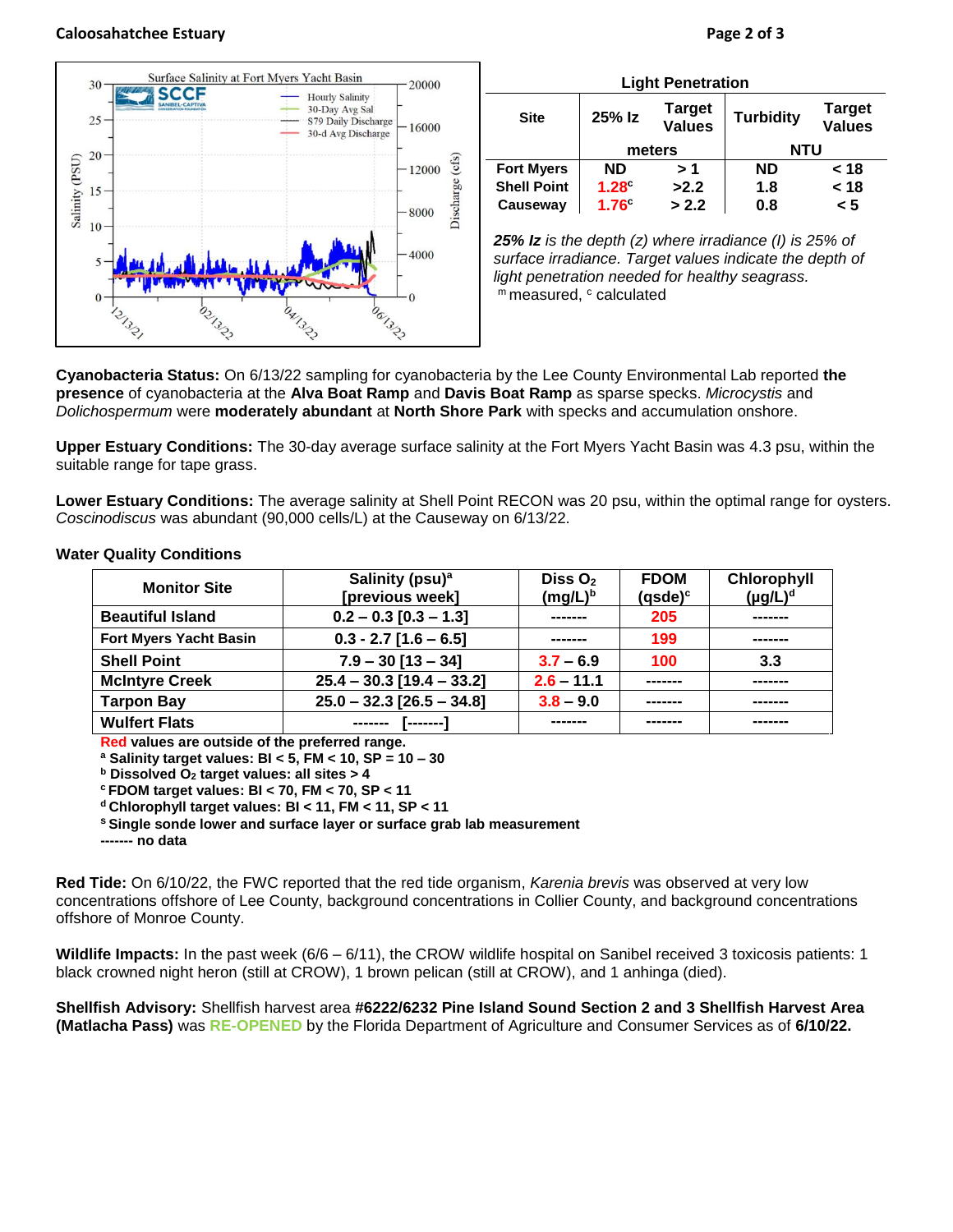**Light Penetration**

| Site | 25% Iz | Target Values | Turbidity | Target Values |
|---|---|---|---|---|
| | meters | | NTU | |
| Fort Myers | ND | > 1 | ND | < 18 |
| Shell Point | 1.28[c] | >2.2 | 1.8 | < 18 |
| Causeway | 1.76[c] | > 2.2 | 0.8 | < 5 |

***25% Iz** is the depth (z) where irradiance (I) is 25% of surface irradiance. Target values indicate the depth of light penetration needed for healthy seagrass.*
[m] measured, [c] calculated

**Cyanobacteria Status:** On 6/13/22 sampling for cyanobacteria by the Lee County Environmental Lab reported **the presence** of cyanobacteria at the **Alva Boat Ramp** and **Davis Boat Ramp** as sparse specks. *Microcystis* and *Dolichospermum* were **moderately abundant** at **North Shore Park** with specks and accumulation onshore.

**Upper Estuary Conditions:** The 30-day average surface salinity at the Fort Myers Yacht Basin was 4.3 psu, within the suitable range for tape grass.

**Lower Estuary Conditions:** The average salinity at Shell Point RECON was 20 psu, within the optimal range for oysters. *Coscinodiscus* was abundant (90,000 cells/L) at the Causeway on 6/13/22.

**Water Quality Conditions**

| Monitor Site | Salinity (psu)[a] [previous week] | Diss $O_2$ (mg/L)[b] | FDOM (qsde)[c] | Chlorophyll (µg/L)[d] |
|---|---|---|---|---|
| Beautiful Island | 0.2 – 0.3 [0.3 – 1.3] | ------- | 205 | ------- |
| Fort Myers Yacht Basin | 0.3 - 2.7 [1.6 – 6.5] | ------- | 199 | ------- |
| Shell Point | 7.9 – 30 [13 – 34] | 3.7 – 6.9 | 100 | 3.3 |
| McIntyre Creek | 25.4 – 30.3 [19.4 – 33.2] | 2.6 – 11.1 | ------- | ------- |
| Tarpon Bay | 25.0 – 32.3 [26.5 – 34.8] | 3.8 – 9.0 | ------- | ------- |
| Wulfert Flats | ------- [-------] | ------- | ------- | ------- |

**Red values are outside of the preferred range.**
**[a] Salinity target values: BI < 5, FM < 10, SP = 10 – 30**
**[b] Dissolved $O_2$ target values: all sites > 4**
**[c] FDOM target values: BI < 70, FM < 70, SP < 11**
**[d] Chlorophyll target values: BI < 11, FM < 11, SP < 11**
**[s] Single sonde lower and surface layer or surface grab lab measurement**
**------- no data**

**Red Tide:** On 6/10/22, the FWC reported that the red tide organism, *Karenia brevis* was observed at very low concentrations offshore of Lee County, background concentrations in Collier County, and background concentrations offshore of Monroe County.

**Wildlife Impacts:** In the past week (6/6 – 6/11), the CROW wildlife hospital on Sanibel received 3 toxicosis patients: 1 black crowned night heron (still at CROW), 1 brown pelican (still at CROW), and 1 anhinga (died).

**Shellfish Advisory:** Shellfish harvest area **#6222/6232 Pine Island Sound Section 2 and 3 Shellfish Harvest Area (Matlacha Pass)** was **RE-OPENED** by the Florida Department of Agriculture and Consumer Services as of **6/10/22.**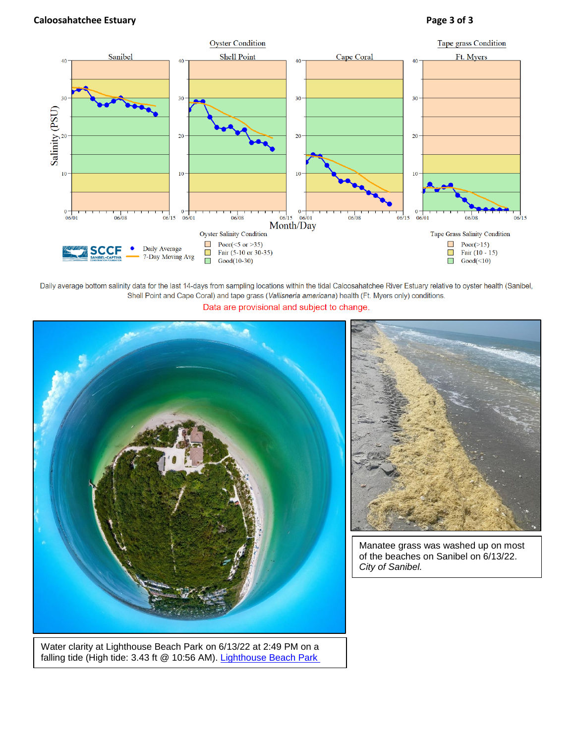Oyster Condition

Tape grass Condition

Sanibel

Shell Point

Cape Coral

Ft. Myers

Salinity (PSU)

40

30

20

10

0

06/01

06/08

06/15

Month/Day

Oyster Salinity Condition

Poor(<5 or >35)

Fair (5-10 or 30-35)

Good(10-30)

Tape Grass Salinity Condition

Poor(>15)

Fair (10 - 15)

Good(<10)

SCCF SANIBEL-CAPTIVA CONSERVATION FOUNDATION

Daily Average

7-Day Moving Avg

Daily average bottom salinity data for the last 14-days from sampling locations within the tidal Caloosahatchee River Estuary relative to oyster health (Sanibel, Shell Point and Cape Coral) and tape grass (*Vallisneria americana*) health (Ft. Myers only) conditions.

Data are provisional and subject to change.

Water clarity at Lighthouse Beach Park on 6/13/22 at 2:49 PM on a falling tide (High tide: 3.43 ft @ 10:56 AM). Lighthouse Beach Park

Manatee grass was washed up on most of the beaches on Sanibel on 6/13/22. *City of Sanibel.*